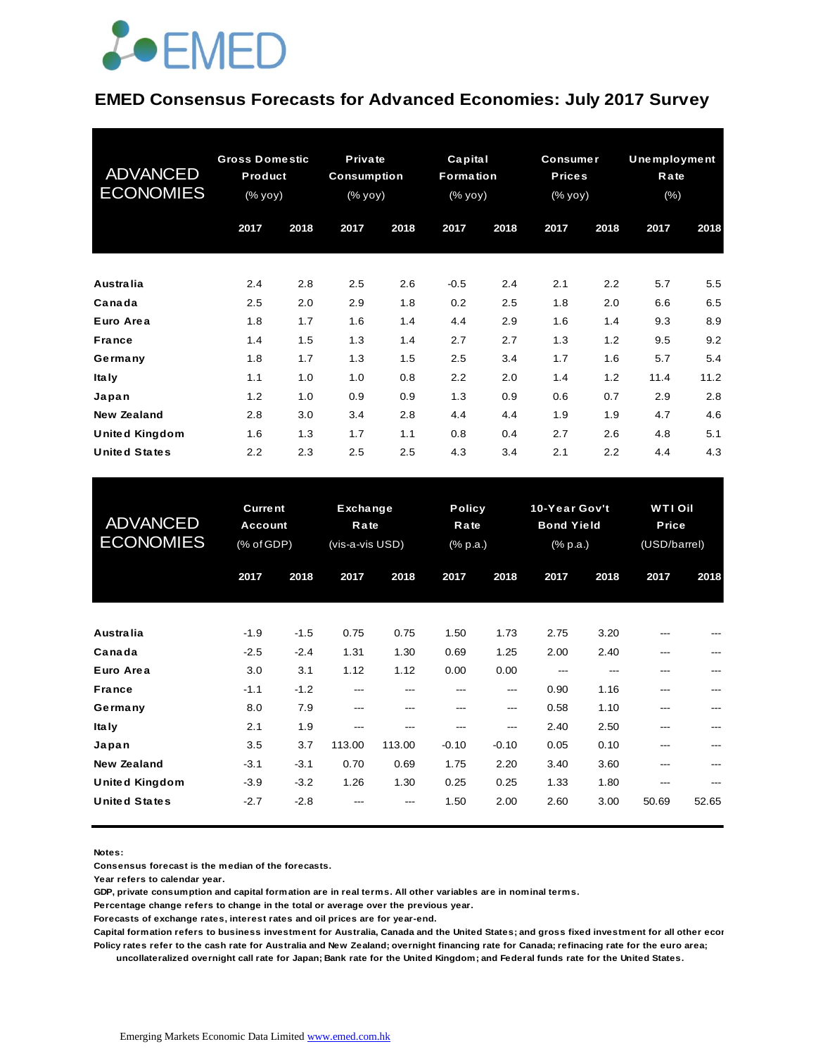EMED

# EMED Consensus Forecasts for Advanced Economies: July 2017 Survey

| ADVANCED ECONOMIES | Gross Domestic Product (% yoy) | | Private Consumption (% yoy) | | Capital Formation (% yoy) | | Consumer Prices (% yoy) | | Unemployment Rate (%) | |
|---|---|---|---|---|---|---|---|---|---|---|
| | 2017 | 2018 | 2017 | 2018 | 2017 | 2018 | 2017 | 2018 | 2017 | 2018 |
| Australia | 2.4 | 2.8 | 2.5 | 2.6 | -0.5 | 2.4 | 2.1 | 2.2 | 5.7 | 5.5 |
| Canada | 2.5 | 2.0 | 2.9 | 1.8 | 0.2 | 2.5 | 1.8 | 2.0 | 6.6 | 6.5 |
| Euro Area | 1.8 | 1.7 | 1.6 | 1.4 | 4.4 | 2.9 | 1.6 | 1.4 | 9.3 | 8.9 |
| France | 1.4 | 1.5 | 1.3 | 1.4 | 2.7 | 2.7 | 1.3 | 1.2 | 9.5 | 9.2 |
| Germany | 1.8 | 1.7 | 1.3 | 1.5 | 2.5 | 3.4 | 1.7 | 1.6 | 5.7 | 5.4 |
| Italy | 1.1 | 1.0 | 1.0 | 0.8 | 2.2 | 2.0 | 1.4 | 1.2 | 11.4 | 11.2 |
| Japan | 1.2 | 1.0 | 0.9 | 0.9 | 1.3 | 0.9 | 0.6 | 0.7 | 2.9 | 2.8 |
| New Zealand | 2.8 | 3.0 | 3.4 | 2.8 | 4.4 | 4.4 | 1.9 | 1.9 | 4.7 | 4.6 |
| United Kingdom | 1.6 | 1.3 | 1.7 | 1.1 | 0.8 | 0.4 | 2.7 | 2.6 | 4.8 | 5.1 |
| United States | 2.2 | 2.3 | 2.5 | 2.5 | 4.3 | 3.4 | 2.1 | 2.2 | 4.4 | 4.3 |

| ADVANCED ECONOMIES | Current Account (% of GDP) | | Exchange Rate (vis-a-vis USD) | | Policy Rate (% p.a.) | | 10-Year Gov't Bond Yield (% p.a.) | | WTI Oil Price (USD/barrel) | |
|---|---|---|---|---|---|---|---|---|---|---|
| | 2017 | 2018 | 2017 | 2018 | 2017 | 2018 | 2017 | 2018 | 2017 | 2018 |
| Australia | -1.9 | -1.5 | 0.75 | 0.75 | 1.50 | 1.73 | 2.75 | 3.20 | --- | --- |
| Canada | -2.5 | -2.4 | 1.31 | 1.30 | 0.69 | 1.25 | 2.00 | 2.40 | --- | --- |
| Euro Area | 3.0 | 3.1 | 1.12 | 1.12 | 0.00 | 0.00 | --- | --- | --- | --- |
| France | -1.1 | -1.2 | --- | --- | --- | --- | 0.90 | 1.16 | --- | --- |
| Germany | 8.0 | 7.9 | --- | --- | --- | --- | 0.58 | 1.10 | --- | --- |
| Italy | 2.1 | 1.9 | --- | --- | --- | --- | 2.40 | 2.50 | --- | --- |
| Japan | 3.5 | 3.7 | 113.00 | 113.00 | -0.10 | -0.10 | 0.05 | 0.10 | --- | --- |
| New Zealand | -3.1 | -3.1 | 0.70 | 0.69 | 1.75 | 2.20 | 3.40 | 3.60 | --- | --- |
| United Kingdom | -3.9 | -3.2 | 1.26 | 1.30 | 0.25 | 0.25 | 1.33 | 1.80 | --- | --- |
| United States | -2.7 | -2.8 | --- | --- | 1.50 | 2.00 | 2.60 | 3.00 | 50.69 | 52.65 |

**Notes:**
**Consensus forecast is the median of the forecasts.**
**Year refers to calendar year.**
**GDP, private consumption and capital formation are in real terms. All other variables are in nominal terms.**
**Percentage change refers to change in the total or average over the previous year.**
**Forecasts of exchange rates, interest rates and oil prices are for year-end.**
**Capital formation refers to business investment for Australia, Canada and the United States; and gross fixed investment for all other ecor**
**Policy rates refer to the cash rate for Australia and New Zealand; overnight financing rate for Canada; refinacing rate for the euro area; uncollateralized overnight call rate for Japan; Bank rate for the United Kingdom; and Federal funds rate for the United States.**

Emerging Markets Economic Data Limited www.emed.com.hk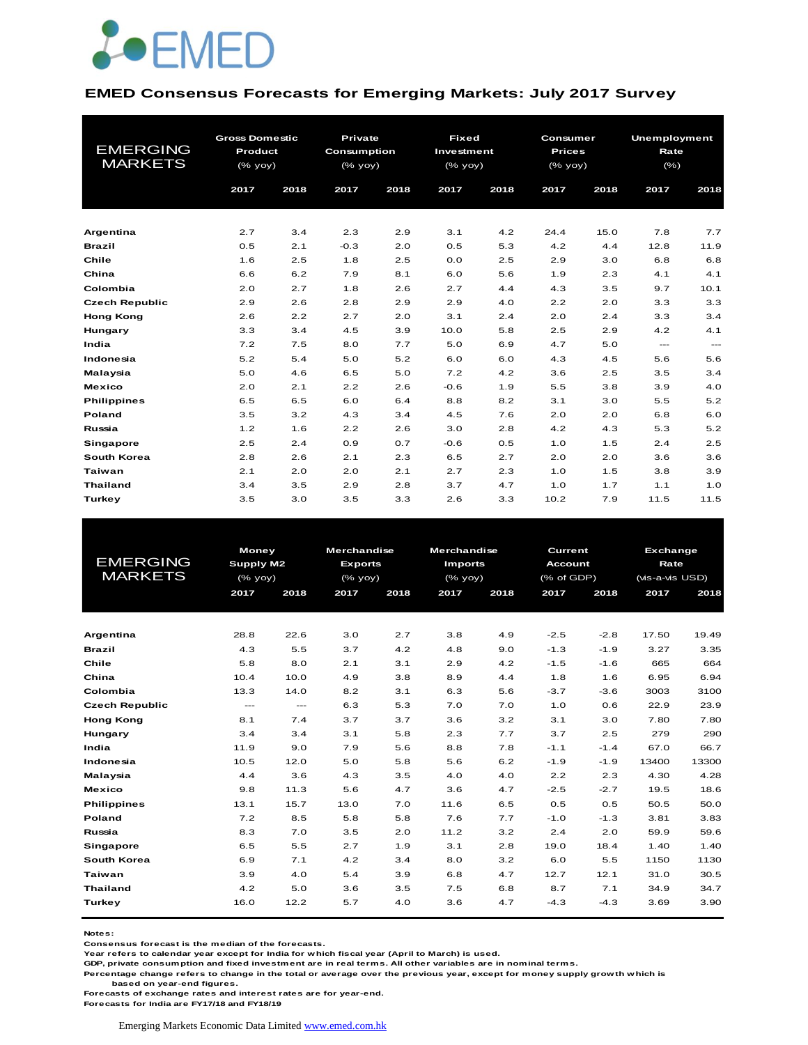EMED

## EMED Consensus Forecasts for Emerging Markets: July 2017 Survey

| EMERGING MARKETS | Gross Domestic Product (% yoy) | | Private Consumption (% yoy) | | Fixed Investment (% yoy) | | Consumer Prices (% yoy) | | Unemployment Rate (%) | |
|---|---|---|---|---|---|---|---|---|---|---|
| | 2017 | 2018 | 2017 | 2018 | 2017 | 2018 | 2017 | 2018 | 2017 | 2018 |
| **Argentina** | 2.7 | 3.4 | 2.3 | 2.9 | 3.1 | 4.2 | 24.4 | 15.0 | 7.8 | 7.7 |
| **Brazil** | 0.5 | 2.1 | -0.3 | 2.0 | 0.5 | 5.3 | 4.2 | 4.4 | 12.8 | 11.9 |
| **Chile** | 1.6 | 2.5 | 1.8 | 2.5 | 0.0 | 2.5 | 2.9 | 3.0 | 6.8 | 6.8 |
| **China** | 6.6 | 6.2 | 7.9 | 8.1 | 6.0 | 5.6 | 1.9 | 2.3 | 4.1 | 4.1 |
| **Colombia** | 2.0 | 2.7 | 1.8 | 2.6 | 2.7 | 4.4 | 4.3 | 3.5 | 9.7 | 10.1 |
| **Czech Republic** | 2.9 | 2.6 | 2.8 | 2.9 | 2.9 | 4.0 | 2.2 | 2.0 | 3.3 | 3.3 |
| **Hong Kong** | 2.6 | 2.2 | 2.7 | 2.0 | 3.1 | 2.4 | 2.0 | 2.4 | 3.3 | 3.4 |
| **Hungary** | 3.3 | 3.4 | 4.5 | 3.9 | 10.0 | 5.8 | 2.5 | 2.9 | 4.2 | 4.1 |
| **India** | 7.2 | 7.5 | 8.0 | 7.7 | 5.0 | 6.9 | 4.7 | 5.0 | --- | --- |
| **Indonesia** | 5.2 | 5.4 | 5.0 | 5.2 | 6.0 | 6.0 | 4.3 | 4.5 | 5.6 | 5.6 |
| **Malaysia** | 5.0 | 4.6 | 6.5 | 5.0 | 7.2 | 4.2 | 3.6 | 2.5 | 3.5 | 3.4 |
| **Mexico** | 2.0 | 2.1 | 2.2 | 2.6 | -0.6 | 1.9 | 5.5 | 3.8 | 3.9 | 4.0 |
| **Philippines** | 6.5 | 6.5 | 6.0 | 6.4 | 8.8 | 8.2 | 3.1 | 3.0 | 5.5 | 5.2 |
| **Poland** | 3.5 | 3.2 | 4.3 | 3.4 | 4.5 | 7.6 | 2.0 | 2.0 | 6.8 | 6.0 |
| **Russia** | 1.2 | 1.6 | 2.2 | 2.6 | 3.0 | 2.8 | 4.2 | 4.3 | 5.3 | 5.2 |
| **Singapore** | 2.5 | 2.4 | 0.9 | 0.7 | -0.6 | 0.5 | 1.0 | 1.5 | 2.4 | 2.5 |
| **South Korea** | 2.8 | 2.6 | 2.1 | 2.3 | 6.5 | 2.7 | 2.0 | 2.0 | 3.6 | 3.6 |
| **Taiwan** | 2.1 | 2.0 | 2.0 | 2.1 | 2.7 | 2.3 | 1.0 | 1.5 | 3.8 | 3.9 |
| **Thailand** | 3.4 | 3.5 | 2.9 | 2.8 | 3.7 | 4.7 | 1.0 | 1.7 | 1.1 | 1.0 |
| **Turkey** | 3.5 | 3.0 | 3.5 | 3.3 | 2.6 | 3.3 | 10.2 | 7.9 | 11.5 | 11.5 |

| EMERGING MARKETS | Money Supply M2 (% yoy) | | Merchandise Exports (% yoy) | | Merchandise Imports (% yoy) | | Current Account (% of GDP) | | Exchange Rate (vis-a-vis USD) | |
|---|---|---|---|---|---|---|---|---|---|---|
| | 2017 | 2018 | 2017 | 2018 | 2017 | 2018 | 2017 | 2018 | 2017 | 2018 |
| **Argentina** | 28.8 | 22.6 | 3.0 | 2.7 | 3.8 | 4.9 | -2.5 | -2.8 | 17.50 | 19.49 |
| **Brazil** | 4.3 | 5.5 | 3.7 | 4.2 | 4.8 | 9.0 | -1.3 | -1.9 | 3.27 | 3.35 |
| **Chile** | 5.8 | 8.0 | 2.1 | 3.1 | 2.9 | 4.2 | -1.5 | -1.6 | 665 | 664 |
| **China** | 10.4 | 10.0 | 4.9 | 3.8 | 8.9 | 4.4 | 1.8 | 1.6 | 6.95 | 6.94 |
| **Colombia** | 13.3 | 14.0 | 8.2 | 3.1 | 6.3 | 5.6 | -3.7 | -3.6 | 3003 | 3100 |
| **Czech Republic** | --- | --- | 6.3 | 5.3 | 7.0 | 7.0 | 1.0 | 0.6 | 22.9 | 23.9 |
| **Hong Kong** | 8.1 | 7.4 | 3.7 | 3.7 | 3.6 | 3.2 | 3.1 | 3.0 | 7.80 | 7.80 |
| **Hungary** | 3.4 | 3.4 | 3.1 | 5.8 | 2.3 | 7.7 | 3.7 | 2.5 | 279 | 290 |
| **India** | 11.9 | 9.0 | 7.9 | 5.6 | 8.8 | 7.8 | -1.1 | -1.4 | 67.0 | 66.7 |
| **Indonesia** | 10.5 | 12.0 | 5.0 | 5.8 | 5.6 | 6.2 | -1.9 | -1.9 | 13400 | 13300 |
| **Malaysia** | 4.4 | 3.6 | 4.3 | 3.5 | 4.0 | 4.0 | 2.2 | 2.3 | 4.30 | 4.28 |
| **Mexico** | 9.8 | 11.3 | 5.6 | 4.7 | 3.6 | 4.7 | -2.5 | -2.7 | 19.5 | 18.6 |
| **Philippines** | 13.1 | 15.7 | 13.0 | 7.0 | 11.6 | 6.5 | 0.5 | 0.5 | 50.5 | 50.0 |
| **Poland** | 7.2 | 8.5 | 5.8 | 5.8 | 7.6 | 7.7 | -1.0 | -1.3 | 3.81 | 3.83 |
| **Russia** | 8.3 | 7.0 | 3.5 | 2.0 | 11.2 | 3.2 | 2.4 | 2.0 | 59.9 | 59.6 |
| **Singapore** | 6.5 | 5.5 | 2.7 | 1.9 | 3.1 | 2.8 | 19.0 | 18.4 | 1.40 | 1.40 |
| **South Korea** | 6.9 | 7.1 | 4.2 | 3.4 | 8.0 | 3.2 | 6.0 | 5.5 | 1150 | 1130 |
| **Taiwan** | 3.9 | 4.0 | 5.4 | 3.9 | 6.8 | 4.7 | 12.7 | 12.1 | 31.0 | 30.5 |
| **Thailand** | 4.2 | 5.0 | 3.6 | 3.5 | 7.5 | 6.8 | 8.7 | 7.1 | 34.9 | 34.7 |
| **Turkey** | 16.0 | 12.2 | 5.7 | 4.0 | 3.6 | 4.7 | -4.3 | -4.3 | 3.69 | 3.90 |

**Notes:**
**Consensus forecast is the median of the forecasts.**
**Year refers to calendar year except for India for which fiscal year (April to March) is used.**
**GDP, private consumption and fixed investment are in real terms. All other variables are in nominal terms.**
**Percentage change refers to change in the total or average over the previous year, except for money supply growth which is based on year-end figures.**
**Forecasts of exchange rates and interest rates are for year-end.**
**Forecasts for India are FY17/18 and FY18/19**

Emerging Markets Economic Data Limited www.emed.com.hk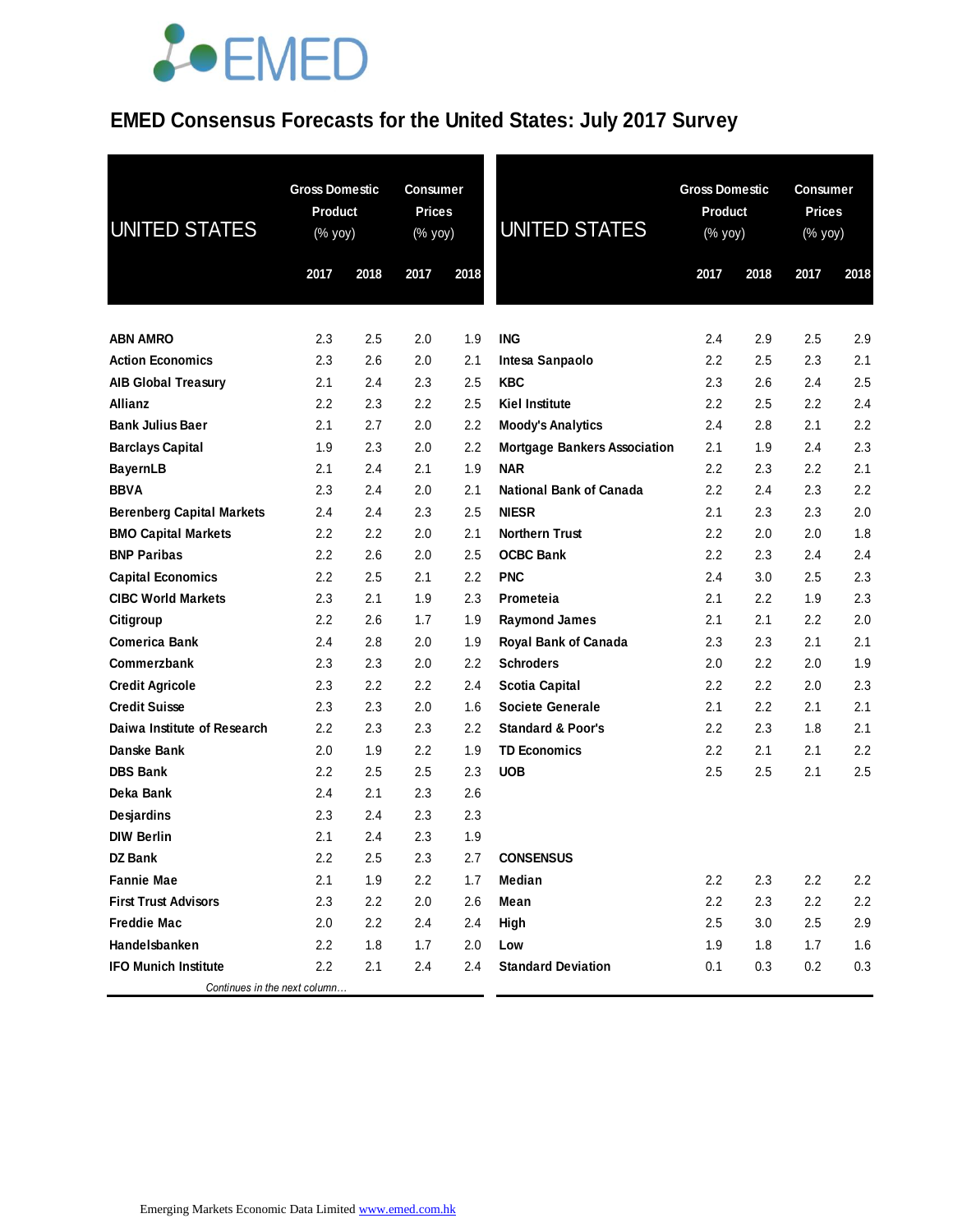EMED

# EMED Consensus Forecasts for the United States: July 2017 Survey

| UNITED STATES | Gross Domestic Product (% yoy) | | Consumer Prices (% yoy) | |
|---|---|---|---|---|
| | 2017 | 2018 | 2017 | 2018 |
| **ABN AMRO** | 2.3 | 2.5 | 2.0 | 1.9 |
| **Action Economics** | 2.3 | 2.6 | 2.0 | 2.1 |
| **AIB Global Treasury** | 2.1 | 2.4 | 2.3 | 2.5 |
| **Allianz** | 2.2 | 2.3 | 2.2 | 2.5 |
| **Bank Julius Baer** | 2.1 | 2.7 | 2.0 | 2.2 |
| **Barclays Capital** | 1.9 | 2.3 | 2.0 | 2.2 |
| **BayernLB** | 2.1 | 2.4 | 2.1 | 1.9 |
| **BBVA** | 2.3 | 2.4 | 2.0 | 2.1 |
| **Berenberg Capital Markets** | 2.4 | 2.4 | 2.3 | 2.5 |
| **BMO Capital Markets** | 2.2 | 2.2 | 2.0 | 2.1 |
| **BNP Paribas** | 2.2 | 2.6 | 2.0 | 2.5 |
| **Capital Economics** | 2.2 | 2.5 | 2.1 | 2.2 |
| **CIBC World Markets** | 2.3 | 2.1 | 1.9 | 2.3 |
| **Citigroup** | 2.2 | 2.6 | 1.7 | 1.9 |
| **Comerica Bank** | 2.4 | 2.8 | 2.0 | 1.9 |
| **Commerzbank** | 2.3 | 2.3 | 2.0 | 2.2 |
| **Credit Agricole** | 2.3 | 2.2 | 2.2 | 2.4 |
| **Credit Suisse** | 2.3 | 2.3 | 2.0 | 1.6 |
| **Daiwa Institute of Research** | 2.2 | 2.3 | 2.3 | 2.2 |
| **Danske Bank** | 2.0 | 1.9 | 2.2 | 1.9 |
| **DBS Bank** | 2.2 | 2.5 | 2.5 | 2.3 |
| **Deka Bank** | 2.4 | 2.1 | 2.3 | 2.6 |
| **Desjardins** | 2.3 | 2.4 | 2.3 | 2.3 |
| **DIW Berlin** | 2.1 | 2.4 | 2.3 | 1.9 |
| **DZ Bank** | 2.2 | 2.5 | 2.3 | 2.7 |
| **Fannie Mae** | 2.1 | 1.9 | 2.2 | 1.7 |
| **First Trust Advisors** | 2.3 | 2.2 | 2.0 | 2.6 |
| **Freddie Mac** | 2.0 | 2.2 | 2.4 | 2.4 |
| **Handelsbanken** | 2.2 | 1.8 | 1.7 | 2.0 |
| **IFO Munich Institute** | 2.2 | 2.1 | 2.4 | 2.4 |
| **ING** | 2.4 | 2.9 | 2.5 | 2.9 |
| **Intesa Sanpaolo** | 2.2 | 2.5 | 2.3 | 2.1 |
| **KBC** | 2.3 | 2.6 | 2.4 | 2.5 |
| **Kiel Institute** | 2.2 | 2.5 | 2.2 | 2.4 |
| **Moody's Analytics** | 2.4 | 2.8 | 2.1 | 2.2 |
| **Mortgage Bankers Association** | 2.1 | 1.9 | 2.4 | 2.3 |
| **NAR** | 2.2 | 2.3 | 2.2 | 2.1 |
| **National Bank of Canada** | 2.2 | 2.4 | 2.3 | 2.2 |
| **NIESR** | 2.1 | 2.3 | 2.3 | 2.0 |
| **Northern Trust** | 2.2 | 2.0 | 2.0 | 1.8 |
| **OCBC Bank** | 2.2 | 2.3 | 2.4 | 2.4 |
| **PNC** | 2.4 | 3.0 | 2.5 | 2.3 |
| **Prometeia** | 2.1 | 2.2 | 1.9 | 2.3 |
| **Raymond James** | 2.1 | 2.1 | 2.2 | 2.0 |
| **Royal Bank of Canada** | 2.3 | 2.3 | 2.1 | 2.1 |
| **Schroders** | 2.0 | 2.2 | 2.0 | 1.9 |
| **Scotia Capital** | 2.2 | 2.2 | 2.0 | 2.3 |
| **Societe Generale** | 2.1 | 2.2 | 2.1 | 2.1 |
| **Standard & Poor's** | 2.2 | 2.3 | 1.8 | 2.1 |
| **TD Economics** | 2.2 | 2.1 | 2.1 | 2.2 |
| **UOB** | 2.5 | 2.5 | 2.1 | 2.5 |
| **CONSENSUS** | | | | |
| **Median** | 2.2 | 2.3 | 2.2 | 2.2 |
| **Mean** | 2.2 | 2.3 | 2.2 | 2.2 |
| **High** | 2.5 | 3.0 | 2.5 | 2.9 |
| **Low** | 1.9 | 1.8 | 1.7 | 1.6 |
| **Standard Deviation** | 0.1 | 0.3 | 0.2 | 0.3 |

*Continues in the next column…*

Emerging Markets Economic Data Limited www.emed.com.hk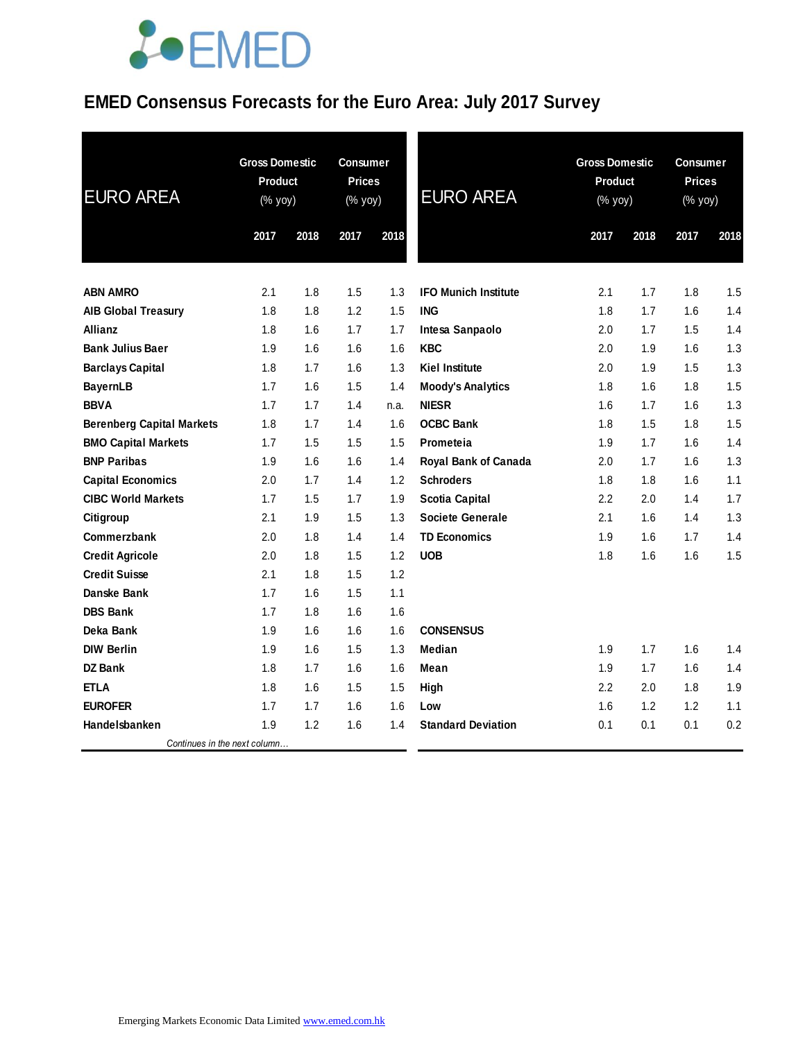# EMED Consensus Forecasts for the Euro Area: July 2017 Survey

| EURO AREA | Gross Domestic Product (% yoy) | | Consumer Prices (% yoy) | |
|---|---|---|---|---|
| | 2017 | 2018 | 2017 | 2018 |
| ABN AMRO | 2.1 | 1.8 | 1.5 | 1.3 |
| AIB Global Treasury | 1.8 | 1.8 | 1.2 | 1.5 |
| Allianz | 1.8 | 1.6 | 1.7 | 1.7 |
| Bank Julius Baer | 1.9 | 1.6 | 1.6 | 1.6 |
| Barclays Capital | 1.8 | 1.7 | 1.6 | 1.3 |
| BayernLB | 1.7 | 1.6 | 1.5 | 1.4 |
| BBVA | 1.7 | 1.7 | 1.4 | n.a. |
| Berenberg Capital Markets | 1.8 | 1.7 | 1.4 | 1.6 |
| BMO Capital Markets | 1.7 | 1.5 | 1.5 | 1.5 |
| BNP Paribas | 1.9 | 1.6 | 1.6 | 1.4 |
| Capital Economics | 2.0 | 1.7 | 1.4 | 1.2 |
| CIBC World Markets | 1.7 | 1.5 | 1.7 | 1.9 |
| Citigroup | 2.1 | 1.9 | 1.5 | 1.3 |
| Commerzbank | 2.0 | 1.8 | 1.4 | 1.4 |
| Credit Agricole | 2.0 | 1.8 | 1.5 | 1.2 |
| Credit Suisse | 2.1 | 1.8 | 1.5 | 1.2 |
| Danske Bank | 1.7 | 1.6 | 1.5 | 1.1 |
| DBS Bank | 1.7 | 1.8 | 1.6 | 1.6 |
| Deka Bank | 1.9 | 1.6 | 1.6 | 1.6 |
| DIW Berlin | 1.9 | 1.6 | 1.5 | 1.3 |
| DZ Bank | 1.8 | 1.7 | 1.6 | 1.6 |
| ETLA | 1.8 | 1.6 | 1.5 | 1.5 |
| EUROFER | 1.7 | 1.7 | 1.6 | 1.6 |
| Handelsbanken | 1.9 | 1.2 | 1.6 | 1.4 |
| IFO Munich Institute | 2.1 | 1.7 | 1.8 | 1.5 |
| ING | 1.8 | 1.7 | 1.6 | 1.4 |
| Intesa Sanpaolo | 2.0 | 1.7 | 1.5 | 1.4 |
| KBC | 2.0 | 1.9 | 1.6 | 1.3 |
| Kiel Institute | 2.0 | 1.9 | 1.5 | 1.3 |
| Moody's Analytics | 1.8 | 1.6 | 1.8 | 1.5 |
| NIESR | 1.6 | 1.7 | 1.6 | 1.3 |
| OCBC Bank | 1.8 | 1.5 | 1.8 | 1.5 |
| Prometeia | 1.9 | 1.7 | 1.6 | 1.4 |
| Royal Bank of Canada | 2.0 | 1.7 | 1.6 | 1.3 |
| Schroders | 1.8 | 1.8 | 1.6 | 1.1 |
| Scotia Capital | 2.2 | 2.0 | 1.4 | 1.7 |
| Societe Generale | 2.1 | 1.6 | 1.4 | 1.3 |
| TD Economics | 1.9 | 1.6 | 1.7 | 1.4 |
| UOB | 1.8 | 1.6 | 1.6 | 1.5 |
| **CONSENSUS** | | | | |
| Median | 1.9 | 1.7 | 1.6 | 1.4 |
| Mean | 1.9 | 1.7 | 1.6 | 1.4 |
| High | 2.2 | 2.0 | 1.8 | 1.9 |
| Low | 1.6 | 1.2 | 1.2 | 1.1 |
| Standard Deviation | 0.1 | 0.1 | 0.1 | 0.2 |

*Continues in the next column…*

Emerging Markets Economic Data Limited www.emed.com.hk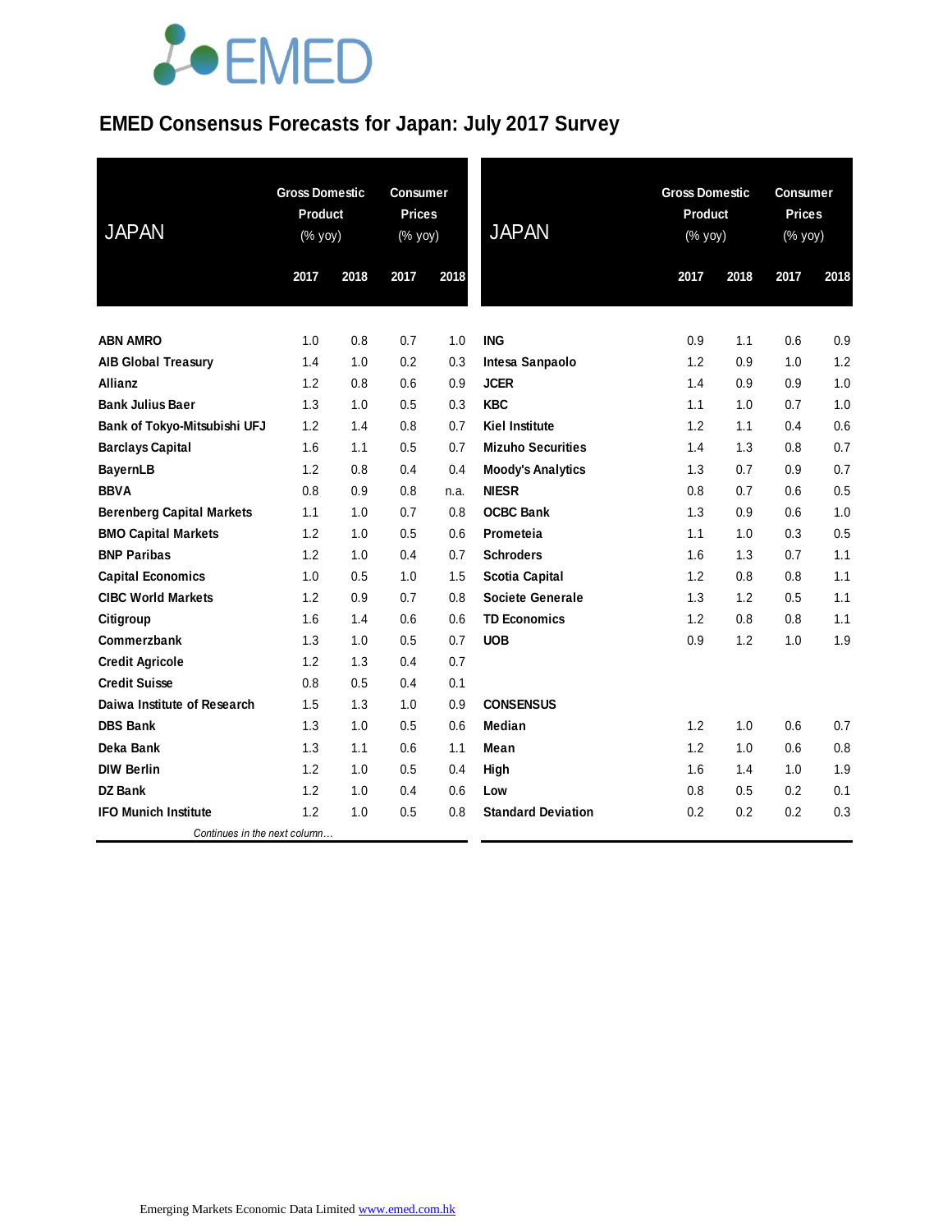# EMED Consensus Forecasts for Japan: July 2017 Survey

| JAPAN | Gross Domestic Product (% yoy) | | Consumer Prices (% yoy) | |
|---|---|---|---|---|
| | 2017 | 2018 | 2017 | 2018 |
| **ABN AMRO** | 1.0 | 0.8 | 0.7 | 1.0 |
| **AIB Global Treasury** | 1.4 | 1.0 | 0.2 | 0.3 |
| **Allianz** | 1.2 | 0.8 | 0.6 | 0.9 |
| **Bank Julius Baer** | 1.3 | 1.0 | 0.5 | 0.3 |
| **Bank of Tokyo-Mitsubishi UFJ** | 1.2 | 1.4 | 0.8 | 0.7 |
| **Barclays Capital** | 1.6 | 1.1 | 0.5 | 0.7 |
| **BayernLB** | 1.2 | 0.8 | 0.4 | 0.4 |
| **BBVA** | 0.8 | 0.9 | 0.8 | n.a. |
| **Berenberg Capital Markets** | 1.1 | 1.0 | 0.7 | 0.8 |
| **BMO Capital Markets** | 1.2 | 1.0 | 0.5 | 0.6 |
| **BNP Paribas** | 1.2 | 1.0 | 0.4 | 0.7 |
| **Capital Economics** | 1.0 | 0.5 | 1.0 | 1.5 |
| **CIBC World Markets** | 1.2 | 0.9 | 0.7 | 0.8 |
| **Citigroup** | 1.6 | 1.4 | 0.6 | 0.6 |
| **Commerzbank** | 1.3 | 1.0 | 0.5 | 0.7 |
| **Credit Agricole** | 1.2 | 1.3 | 0.4 | 0.7 |
| **Credit Suisse** | 0.8 | 0.5 | 0.4 | 0.1 |
| **Daiwa Institute of Research** | 1.5 | 1.3 | 1.0 | 0.9 |
| **DBS Bank** | 1.3 | 1.0 | 0.5 | 0.6 |
| **Deka Bank** | 1.3 | 1.1 | 0.6 | 1.1 |
| **DIW Berlin** | 1.2 | 1.0 | 0.5 | 0.4 |
| **DZ Bank** | 1.2 | 1.0 | 0.4 | 0.6 |
| **IFO Munich Institute** | 1.2 | 1.0 | 0.5 | 0.8 |
| **ING** | 0.9 | 1.1 | 0.6 | 0.9 |
| **Intesa Sanpaolo** | 1.2 | 0.9 | 1.0 | 1.2 |
| **JCER** | 1.4 | 0.9 | 0.9 | 1.0 |
| **KBC** | 1.1 | 1.0 | 0.7 | 1.0 |
| **Kiel Institute** | 1.2 | 1.1 | 0.4 | 0.6 |
| **Mizuho Securities** | 1.4 | 1.3 | 0.8 | 0.7 |
| **Moody's Analytics** | 1.3 | 0.7 | 0.9 | 0.7 |
| **NIESR** | 0.8 | 0.7 | 0.6 | 0.5 |
| **OCBC Bank** | 1.3 | 0.9 | 0.6 | 1.0 |
| **Prometeia** | 1.1 | 1.0 | 0.3 | 0.5 |
| **Schroders** | 1.6 | 1.3 | 0.7 | 1.1 |
| **Scotia Capital** | 1.2 | 0.8 | 0.8 | 1.1 |
| **Societe Generale** | 1.3 | 1.2 | 0.5 | 1.1 |
| **TD Economics** | 1.2 | 0.8 | 0.8 | 1.1 |
| **UOB** | 0.9 | 1.2 | 1.0 | 1.9 |
| **CONSENSUS** | | | | |
| **Median** | 1.2 | 1.0 | 0.6 | 0.7 |
| **Mean** | 1.2 | 1.0 | 0.6 | 0.8 |
| **High** | 1.6 | 1.4 | 1.0 | 1.9 |
| **Low** | 0.8 | 0.5 | 0.2 | 0.1 |
| **Standard Deviation** | 0.2 | 0.2 | 0.2 | 0.3 |

Emerging Markets Economic Data Limited www.emed.com.hk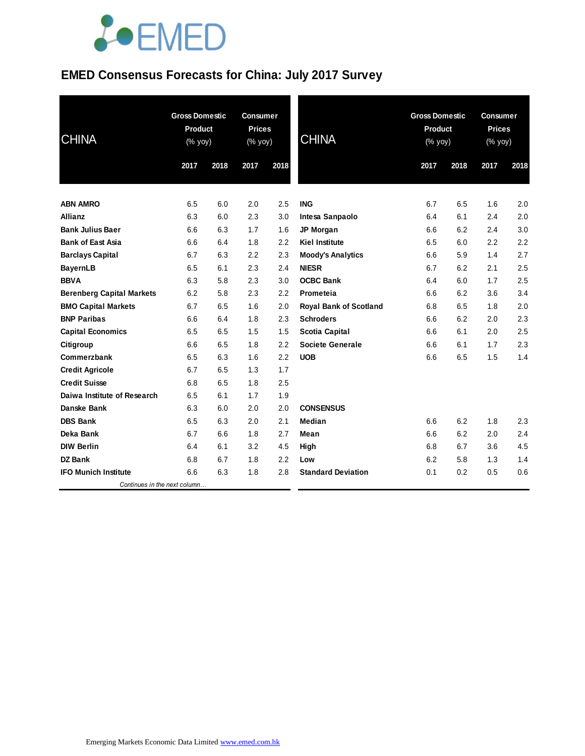# EMED Consensus Forecasts for China: July 2017 Survey

| CHINA | Gross Domestic Product (% yoy) | | Consumer Prices (% yoy) | |
|---|---|---|---|---|
| | 2017 | 2018 | 2017 | 2018 |
| **ABN AMRO** | 6.5 | 6.0 | 2.0 | 2.5 |
| **Allianz** | 6.3 | 6.0 | 2.3 | 3.0 |
| **Bank Julius Baer** | 6.6 | 6.3 | 1.7 | 1.6 |
| **Bank of East Asia** | 6.6 | 6.4 | 1.8 | 2.2 |
| **Barclays Capital** | 6.7 | 6.3 | 2.2 | 2.3 |
| **BayernLB** | 6.5 | 6.1 | 2.3 | 2.4 |
| **BBVA** | 6.3 | 5.8 | 2.3 | 3.0 |
| **Berenberg Capital Markets** | 6.2 | 5.8 | 2.3 | 2.2 |
| **BMO Capital Markets** | 6.7 | 6.5 | 1.6 | 2.0 |
| **BNP Paribas** | 6.6 | 6.4 | 1.8 | 2.3 |
| **Capital Economics** | 6.5 | 6.5 | 1.5 | 1.5 |
| **Citigroup** | 6.6 | 6.5 | 1.8 | 2.2 |
| **Commerzbank** | 6.5 | 6.3 | 1.6 | 2.2 |
| **Credit Agricole** | 6.7 | 6.5 | 1.3 | 1.7 |
| **Credit Suisse** | 6.8 | 6.5 | 1.8 | 2.5 |
| **Daiwa Institute of Research** | 6.5 | 6.1 | 1.7 | 1.9 |
| **Danske Bank** | 6.3 | 6.0 | 2.0 | 2.0 |
| **DBS Bank** | 6.5 | 6.3 | 2.0 | 2.1 |
| **Deka Bank** | 6.7 | 6.6 | 1.8 | 2.7 |
| **DIW Berlin** | 6.4 | 6.1 | 3.2 | 4.5 |
| **DZ Bank** | 6.8 | 6.7 | 1.8 | 2.2 |
| **IFO Munich Institute** | 6.6 | 6.3 | 1.8 | 2.8 |
| **ING** | 6.7 | 6.5 | 1.6 | 2.0 |
| **Intesa Sanpaolo** | 6.4 | 6.1 | 2.4 | 2.0 |
| **JP Morgan** | 6.6 | 6.2 | 2.4 | 3.0 |
| **Kiel Institute** | 6.5 | 6.0 | 2.2 | 2.2 |
| **Moody's Analytics** | 6.6 | 5.9 | 1.4 | 2.7 |
| **NIESR** | 6.7 | 6.2 | 2.1 | 2.5 |
| **OCBC Bank** | 6.4 | 6.0 | 1.7 | 2.5 |
| **Prometeia** | 6.6 | 6.2 | 3.6 | 3.4 |
| **Royal Bank of Scotland** | 6.8 | 6.5 | 1.8 | 2.0 |
| **Schroders** | 6.6 | 6.2 | 2.0 | 2.3 |
| **Scotia Capital** | 6.6 | 6.1 | 2.0 | 2.5 |
| **Societe Generale** | 6.6 | 6.1 | 1.7 | 2.3 |
| **UOB** | 6.6 | 6.5 | 1.5 | 1.4 |
| **CONSENSUS** | | | | |
| **Median** | 6.6 | 6.2 | 1.8 | 2.3 |
| **Mean** | 6.6 | 6.2 | 2.0 | 2.4 |
| **High** | 6.8 | 6.7 | 3.6 | 4.5 |
| **Low** | 6.2 | 5.8 | 1.3 | 1.4 |
| **Standard Deviation** | 0.1 | 0.2 | 0.5 | 0.6 |

Emerging Markets Economic Data Limited www.emed.com.hk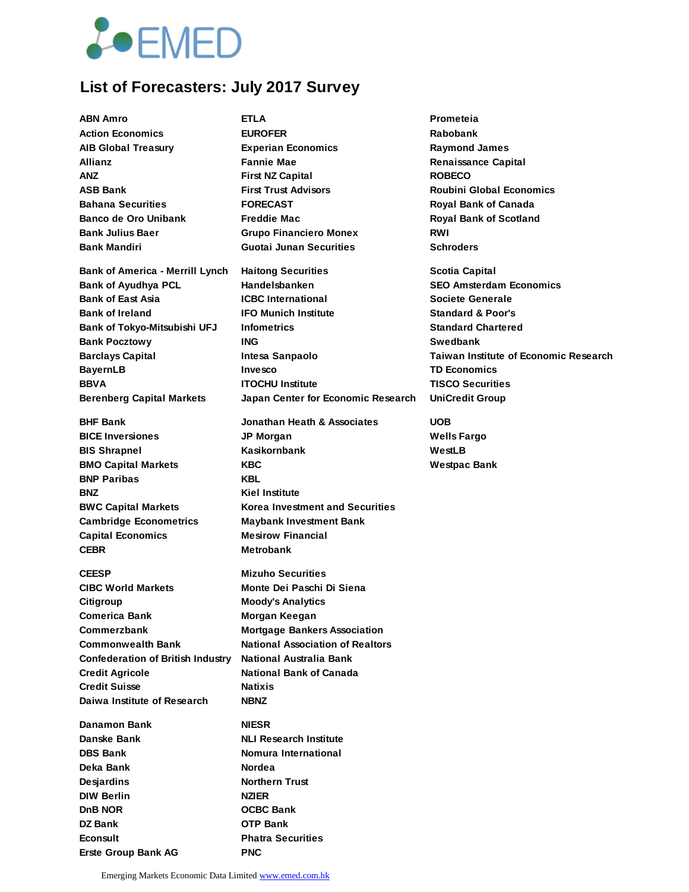EMED

# List of Forecasters: July 2017 Survey

ABN Amro
Action Economics
AIB Global Treasury
Allianz
ANZ
ASB Bank
Bahana Securities
Banco de Oro Unibank
Bank Julius Baer
Bank Mandiri

Bank of America - Merrill Lynch
Bank of Ayudhya PCL
Bank of East Asia
Bank of Ireland
Bank of Tokyo-Mitsubishi UFJ
Bank Pocztowy
Barclays Capital
BayernLB
BBVA
Berenberg Capital Markets

BHF Bank
BICE Inversiones
BIS Shrapnel
BMO Capital Markets
BNP Paribas
BNZ
BWC Capital Markets
Cambridge Econometrics
Capital Economics
CEBR

CEESP
CIBC World Markets
Citigroup
Comerica Bank
Commerzbank
Commonwealth Bank
Confederation of British Industry
Credit Agricole
Credit Suisse
Daiwa Institute of Research

Danamon Bank
Danske Bank
DBS Bank
Deka Bank
Desjardins
DIW Berlin
DnB NOR
DZ Bank
Econsult
Erste Group Bank AG

ETLA
EUROFER
Experian Economics
Fannie Mae
First NZ Capital
First Trust Advisors
FORECAST
Freddie Mac
Grupo Financiero Monex
Guotai Junan Securities

Haitong Securities
Handelsbanken
ICBC International
IFO Munich Institute
Infometrics
ING
Intesa Sanpaolo
Invesco
ITOCHU Institute
Japan Center for Economic Research

Jonathan Heath & Associates
JP Morgan
Kasikornbank
KBC
KBL
Kiel Institute
Korea Investment and Securities
Maybank Investment Bank
Mesirow Financial
Metrobank

Mizuho Securities
Monte Dei Paschi Di Siena
Moody's Analytics
Morgan Keegan
Mortgage Bankers Association
National Association of Realtors
National Australia Bank
National Bank of Canada
Natixis
NBNZ

NIESR
NLI Research Institute
Nomura International
Nordea
Northern Trust
NZIER
OCBC Bank
OTP Bank
Phatra Securities
PNC

Prometeia
Rabobank
Raymond James
Renaissance Capital
ROBECO
Roubini Global Economics
Royal Bank of Canada
Royal Bank of Scotland
RWI
Schroders

Scotia Capital
SEO Amsterdam Economics
Societe Generale
Standard & Poor's
Standard Chartered
Swedbank
Taiwan Institute of Economic Research
TD Economics
TISCO Securities
UniCredit Group

UOB
Wells Fargo
WestLB
Westpac Bank

Emerging Markets Economic Data Limited www.emed.com.hk